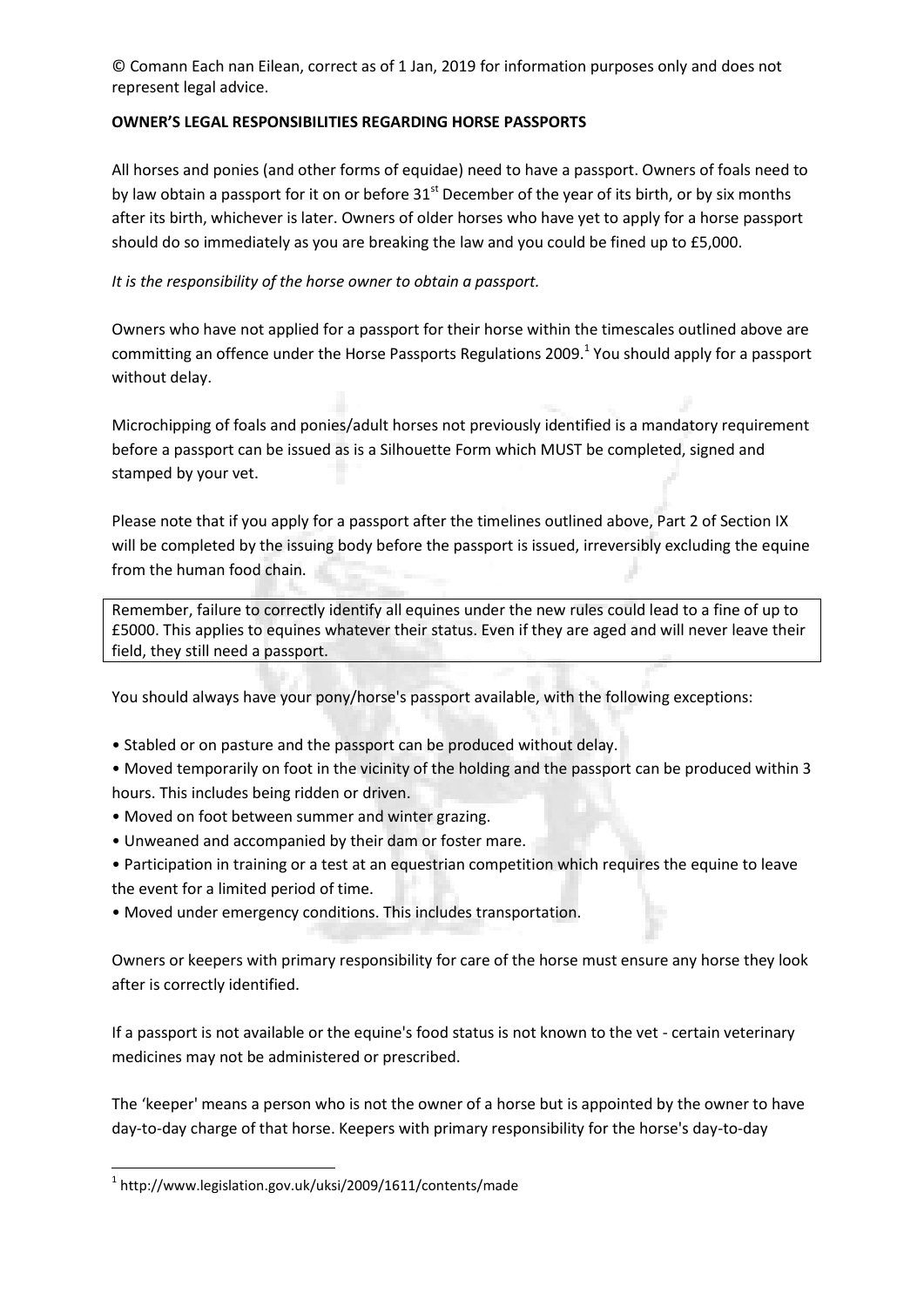© Comann Each nan Eilean, correct as of 1 Jan, 2019 for information purposes only and does not represent legal advice.

**OWNER'S LEGAL RESPONSIBILITIES REGARDING HORSE PASSPORTS**

All horses and ponies (and other forms of equidae) need to have a passport. Owners of foals need to by law obtain a passport for it on or before 31st December of the year of its birth, or by six months after its birth, whichever is later. Owners of older horses who have yet to apply for a horse passport should do so immediately as you are breaking the law and you could be fined up to £5,000.

*It is the responsibility of the horse owner to obtain a passport.*

Owners who have not applied for a passport for their horse within the timescales outlined above are committing an offence under the Horse Passports Regulations 2009.[1] You should apply for a passport without delay.

Microchipping of foals and ponies/adult horses not previously identified is a mandatory requirement before a passport can be issued as is a Silhouette Form which MUST be completed, signed and stamped by your vet.

Please note that if you apply for a passport after the timelines outlined above, Part 2 of Section IX will be completed by the issuing body before the passport is issued, irreversibly excluding the equine from the human food chain.

Remember, failure to correctly identify all equines under the new rules could lead to a fine of up to £5000. This applies to equines whatever their status. Even if they are aged and will never leave their field, they still need a passport.

You should always have your pony/horse's passport available, with the following exceptions:

- Stabled or on pasture and the passport can be produced without delay.
- Moved temporarily on foot in the vicinity of the holding and the passport can be produced within 3 hours. This includes being ridden or driven.
- Moved on foot between summer and winter grazing.
- Unweaned and accompanied by their dam or foster mare.
- Participation in training or a test at an equestrian competition which requires the equine to leave the event for a limited period of time.
- Moved under emergency conditions. This includes transportation.

Owners or keepers with primary responsibility for care of the horse must ensure any horse they look after is correctly identified.

If a passport is not available or the equine's food status is not known to the vet - certain veterinary medicines may not be administered or prescribed.

The 'keeper' means a person who is not the owner of a horse but is appointed by the owner to have day-to-day charge of that horse. Keepers with primary responsibility for the horse's day-to-day

[1] http://www.legislation.gov.uk/uksi/2009/1611/contents/made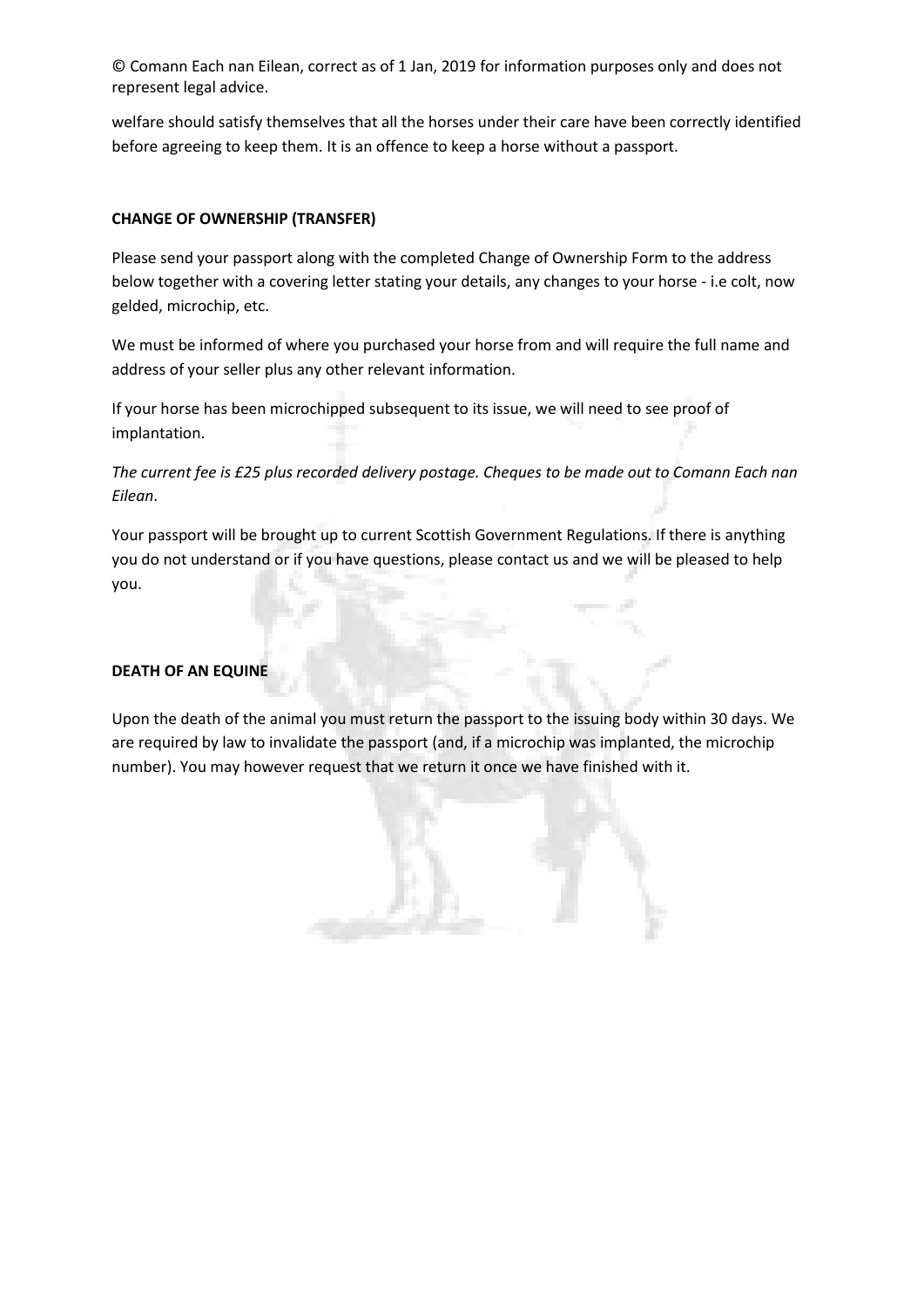welfare should satisfy themselves that all the horses under their care have been correctly identified before agreeing to keep them. It is an offence to keep a horse without a passport.

**CHANGE OF OWNERSHIP (TRANSFER)**

Please send your passport along with the completed Change of Ownership Form to the address below together with a covering letter stating your details, any changes to your horse - i.e colt, now gelded, microchip, etc.

We must be informed of where you purchased your horse from and will require the full name and address of your seller plus any other relevant information.

If your horse has been microchipped subsequent to its issue, we will need to see proof of implantation.

*The current fee is £25 plus recorded delivery postage. Cheques to be made out to Comann Each nan Eilean*.

Your passport will be brought up to current Scottish Government Regulations. If there is anything you do not understand or if you have questions, please contact us and we will be pleased to help you.

**DEATH OF AN EQUINE**

Upon the death of the animal you must return the passport to the issuing body within 30 days. We are required by law to invalidate the passport (and, if a microchip was implanted, the microchip number). You may however request that we return it once we have finished with it.